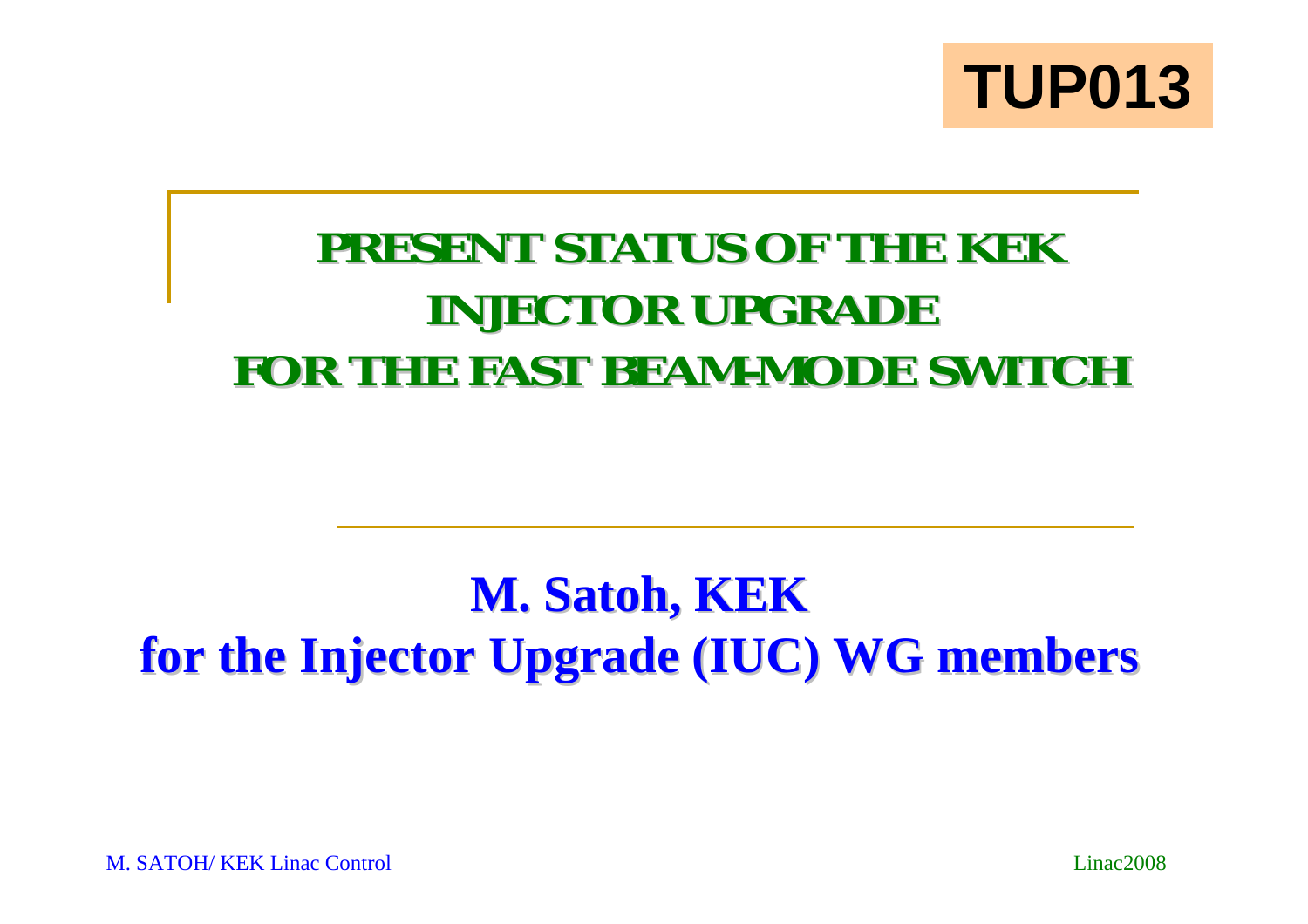TUP013

# PRESENT STATUS OF THE KEK INJECTOR UPGRADE FOR THE FAST BEAM-MODE SWITCH

**M. Satoh, KEK**
**for the Injector Upgrade (IUC) WG members**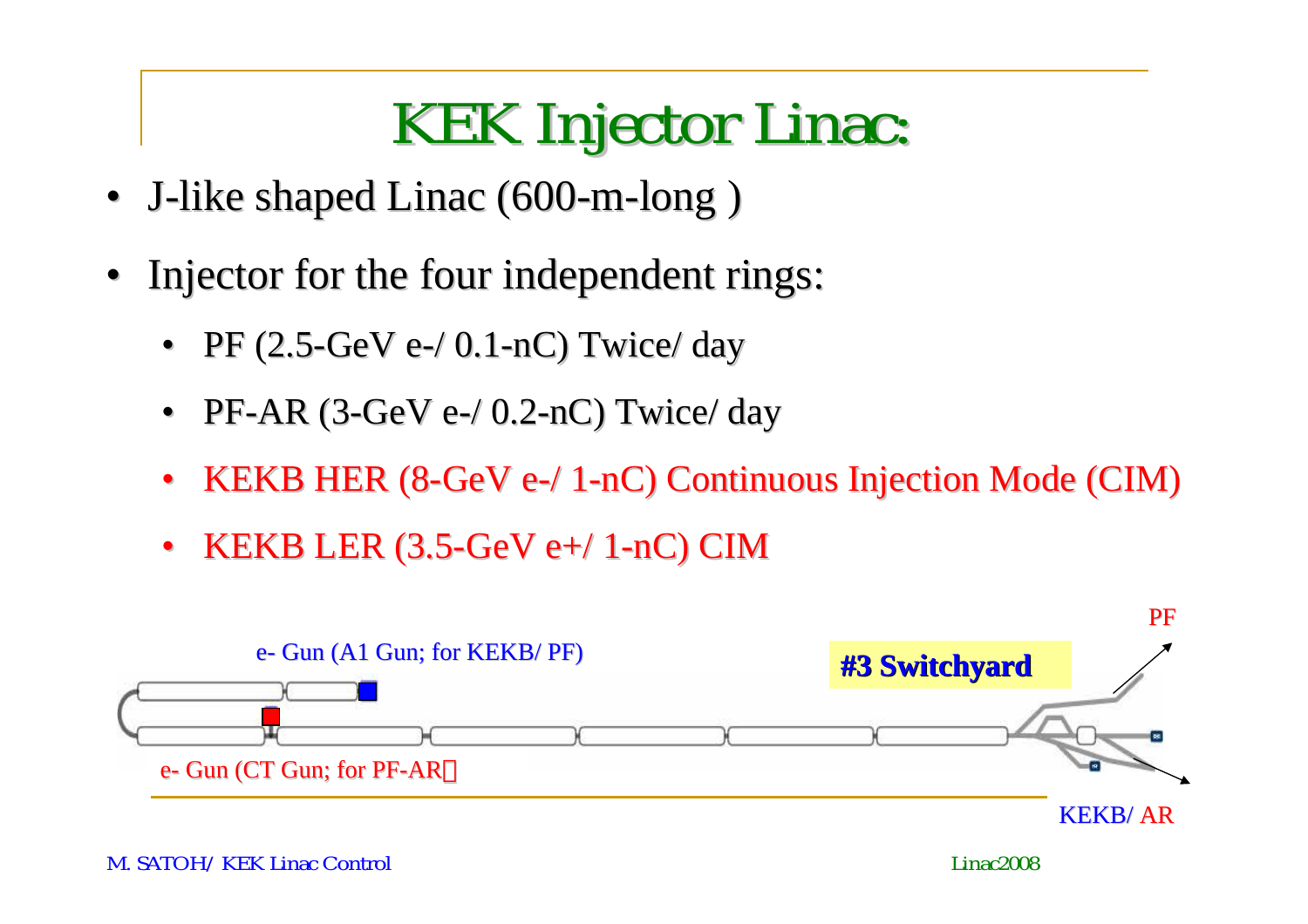# KEK Injector Linac:

- J-like shaped Linac (600-m-long )
- Injector for the four independent rings:
  - PF (2.5-GeV e-/ 0.1-nC) Twice/ day
  - PF-AR (3-GeV e-/ 0.2-nC) Twice/ day
  - KEKB HER (8-GeV e-/ 1-nC) Continuous Injection Mode (CIM)
  - KEKB LER (3.5-GeV e+/ 1-nC) CIM

e- Gun (A1 Gun; for KEKB/ PF)

#3 Switchyard

PF

e- Gun (CT Gun; for PF-AR)

KEKB/ AR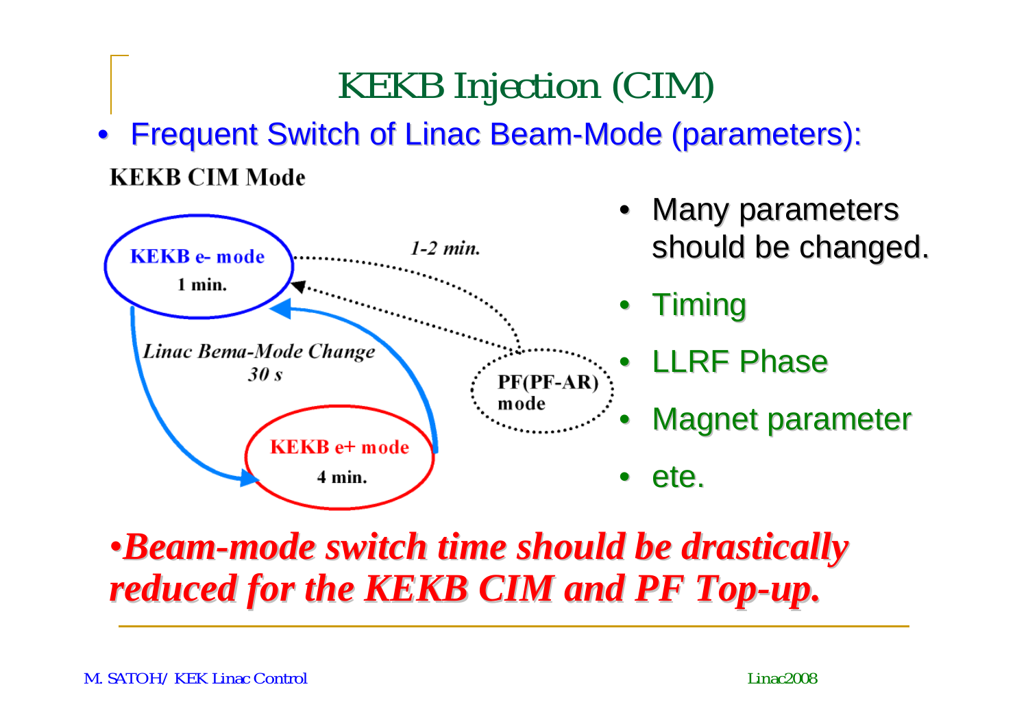# KEKB Injection (CIM)

- Frequent Switch of Linac Beam-Mode (parameters):

**KEKB CIM Mode**

KEKB e- mode
1 min.

1-2 min.

Linac Bema-Mode Change
30 s

PF(PF-AR) mode

KEKB e+ mode
4 min.

- Many parameters should be changed.
- Timing
- LLRF Phase
- Magnet parameter
- ete.

***•Beam-mode switch time should be drastically reduced for the KEKB CIM and PF Top-up.***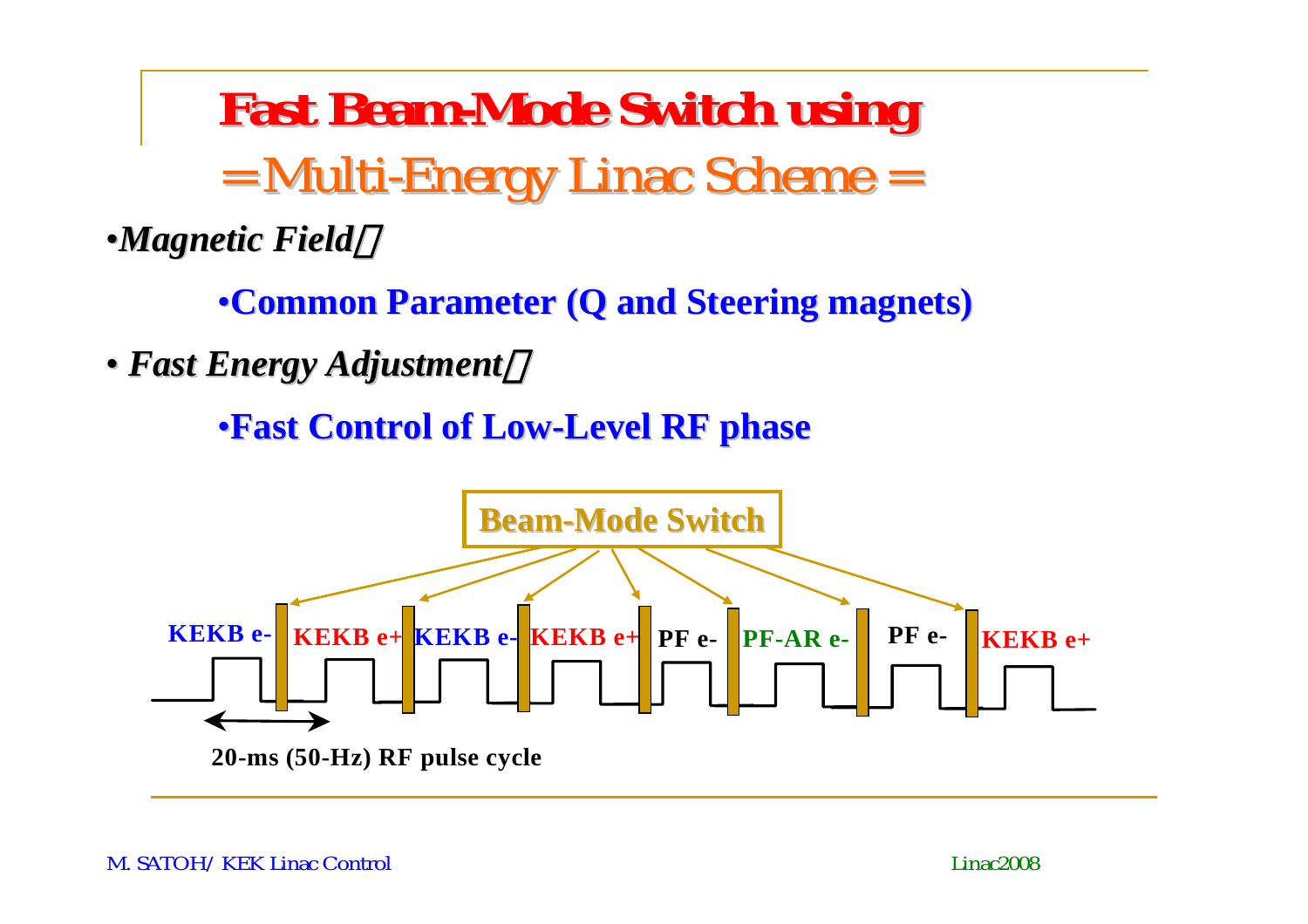# Fast Beam-Mode Switch using

## = Multi-Energy Linac Scheme =

- ***Magnetic Field*:**
  - **Common Parameter (Q and Steering magnets)**
- ***Fast Energy Adjustment*:**
  - **Fast Control of Low-Level RF phase**

**Beam-Mode Switch**

**KEKB e-** | **KEKB e+** | **KEKB e-** | **KEKB e+** | **PF e-** | **PF-AR e-** | **PF e-** | **KEKB e+**

**20-ms (50-Hz) RF pulse cycle**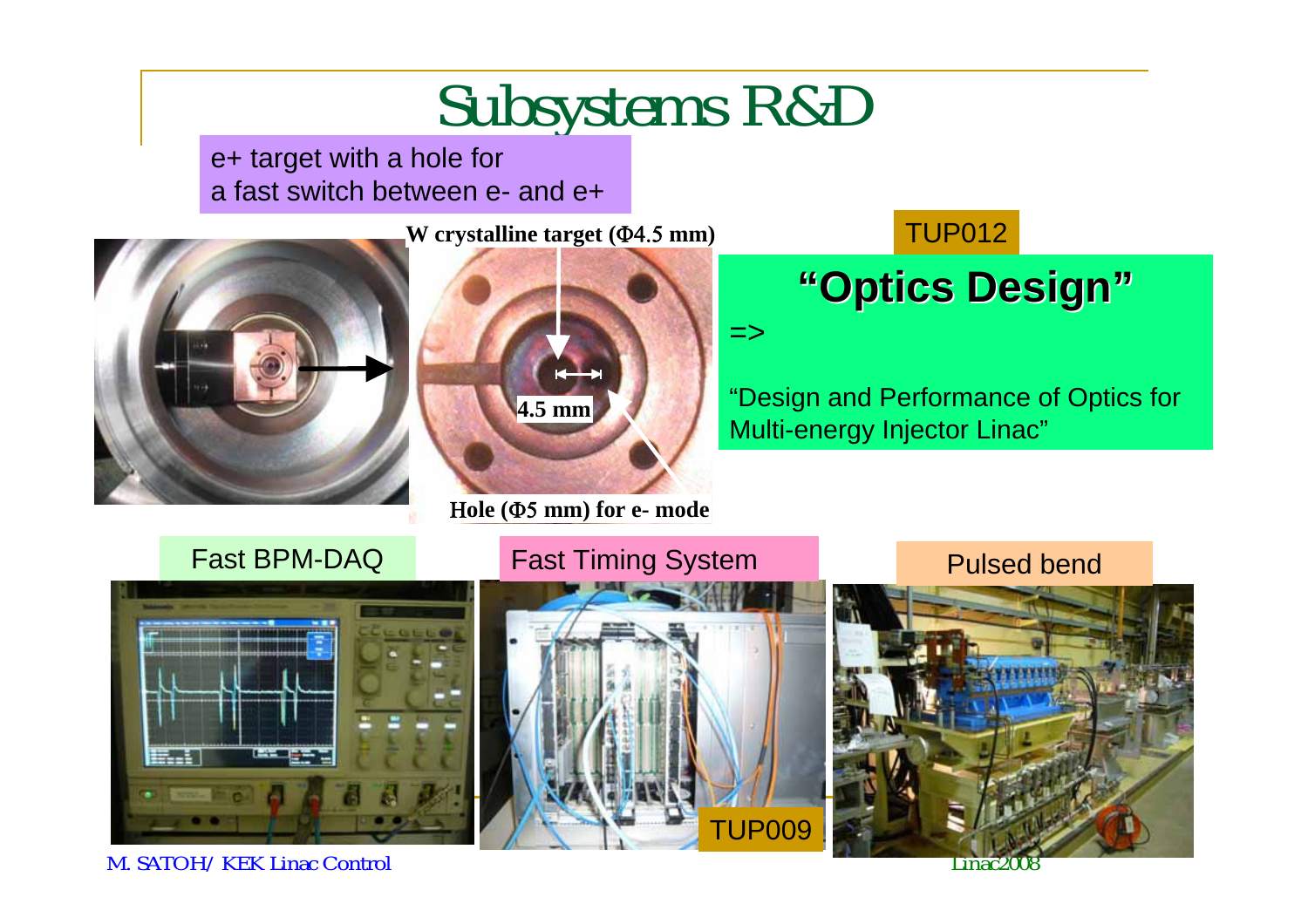# Subsystems R&D

e+ target with a hole for
a fast switch between e- and e+

W crystalline target (Φ4.5 mm)

4.5 mm

Hole (Φ5 mm) for e- mode

TUP012

**"Optics Design"**

=>

"Design and Performance of Optics for Multi-energy Injector Linac"

Fast BPM-DAQ

Fast Timing System

TUP009

Pulsed bend